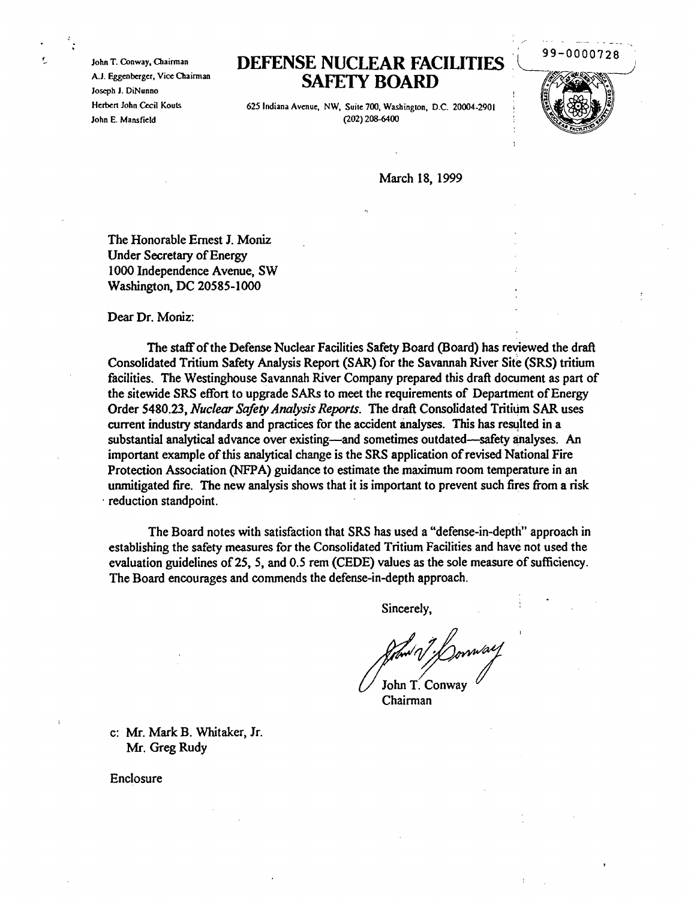John T. Conway, Chairman
A.J. Eggenberger, Vice Chairman
Joseph J. DiNunno
Herbert John Cecil Kouts
John E. Mansfield

# DEFENSE NUCLEAR FACILITIES SAFETY BOARD

625 Indiana Avenue, NW, Suite 700, Washington, D.C. 20004-2901
(202) 208-6400

99-0000728

March 18, 1999

The Honorable Ernest J. Moniz
Under Secretary of Energy
1000 Independence Avenue, SW
Washington, DC 20585-1000

Dear Dr. Moniz:

The staff of the Defense Nuclear Facilities Safety Board (Board) has reviewed the draft Consolidated Tritium Safety Analysis Report (SAR) for the Savannah River Site (SRS) tritium facilities. The Westinghouse Savannah River Company prepared this draft document as part of the sitewide SRS effort to upgrade SARs to meet the requirements of Department of Energy Order 5480.23, *Nuclear Safety Analysis Reports*. The draft Consolidated Tritium SAR uses current industry standards and practices for the accident analyses. This has resulted in a substantial analytical advance over existing—and sometimes outdated—safety analyses. An important example of this analytical change is the SRS application of revised National Fire Protection Association (NFPA) guidance to estimate the maximum room temperature in an unmitigated fire. The new analysis shows that it is important to prevent such fires from a risk reduction standpoint.

The Board notes with satisfaction that SRS has used a "defense-in-depth" approach in establishing the safety measures for the Consolidated Tritium Facilities and have not used the evaluation guidelines of 25, 5, and 0.5 rem (CEDE) values as the sole measure of sufficiency. The Board encourages and commends the defense-in-depth approach.

Sincerely,

John T. Conway
Chairman

c: Mr. Mark B. Whitaker, Jr.
Mr. Greg Rudy

Enclosure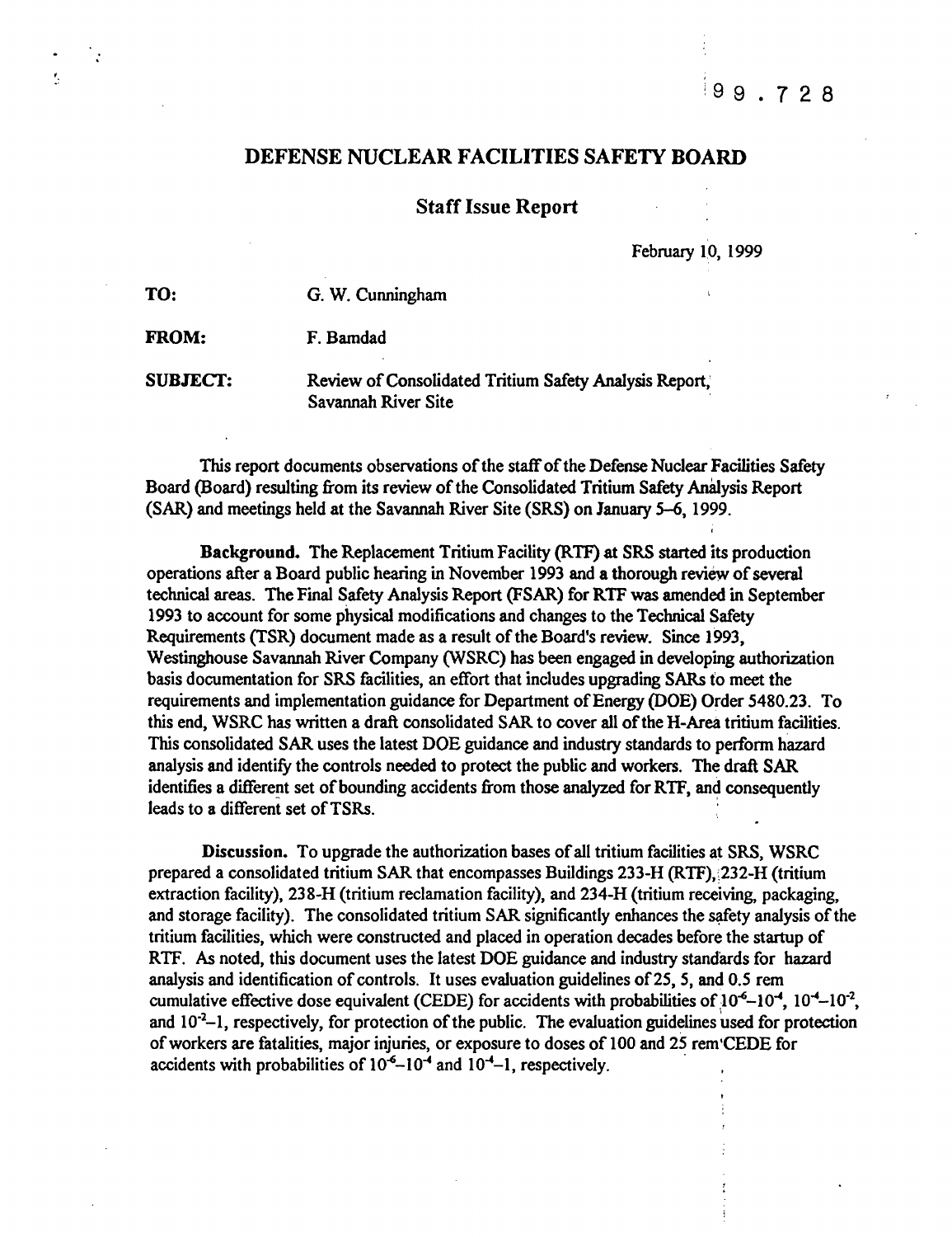99.728

# DEFENSE NUCLEAR FACILITIES SAFETY BOARD

## Staff Issue Report

February 10, 1999

**TO:** G. W. Cunningham

**FROM:** F. Bamdad

**SUBJECT:** Review of Consolidated Tritium Safety Analysis Report, Savannah River Site

This report documents observations of the staff of the Defense Nuclear Facilities Safety Board (Board) resulting from its review of the Consolidated Tritium Safety Analysis Report (SAR) and meetings held at the Savannah River Site (SRS) on January 5–6, 1999.

**Background.** The Replacement Tritium Facility (RTF) at SRS started its production operations after a Board public hearing in November 1993 and a thorough review of several technical areas. The Final Safety Analysis Report (FSAR) for RTF was amended in September 1993 to account for some physical modifications and changes to the Technical Safety Requirements (TSR) document made as a result of the Board's review. Since 1993, Westinghouse Savannah River Company (WSRC) has been engaged in developing authorization basis documentation for SRS facilities, an effort that includes upgrading SARs to meet the requirements and implementation guidance for Department of Energy (DOE) Order 5480.23. To this end, WSRC has written a draft consolidated SAR to cover all of the H-Area tritium facilities. This consolidated SAR uses the latest DOE guidance and industry standards to perform hazard analysis and identify the controls needed to protect the public and workers. The draft SAR identifies a different set of bounding accidents from those analyzed for RTF, and consequently leads to a different set of TSRs.

**Discussion.** To upgrade the authorization bases of all tritium facilities at SRS, WSRC prepared a consolidated tritium SAR that encompasses Buildings 233-H (RTF), 232-H (tritium extraction facility), 238-H (tritium reclamation facility), and 234-H (tritium receiving, packaging, and storage facility). The consolidated tritium SAR significantly enhances the safety analysis of the tritium facilities, which were constructed and placed in operation decades before the startup of RTF. As noted, this document uses the latest DOE guidance and industry standards for hazard analysis and identification of controls. It uses evaluation guidelines of 25, 5, and 0.5 rem cumulative effective dose equivalent (CEDE) for accidents with probabilities of $10^{-6}$–$10^{-4}$, $10^{-4}$–$10^{-2}$, and $10^{-2}$–1, respectively, for protection of the public. The evaluation guidelines used for protection of workers are fatalities, major injuries, or exposure to doses of 100 and 25 rem CEDE for accidents with probabilities of $10^{-6}$–$10^{-4}$ and $10^{-4}$–1, respectively.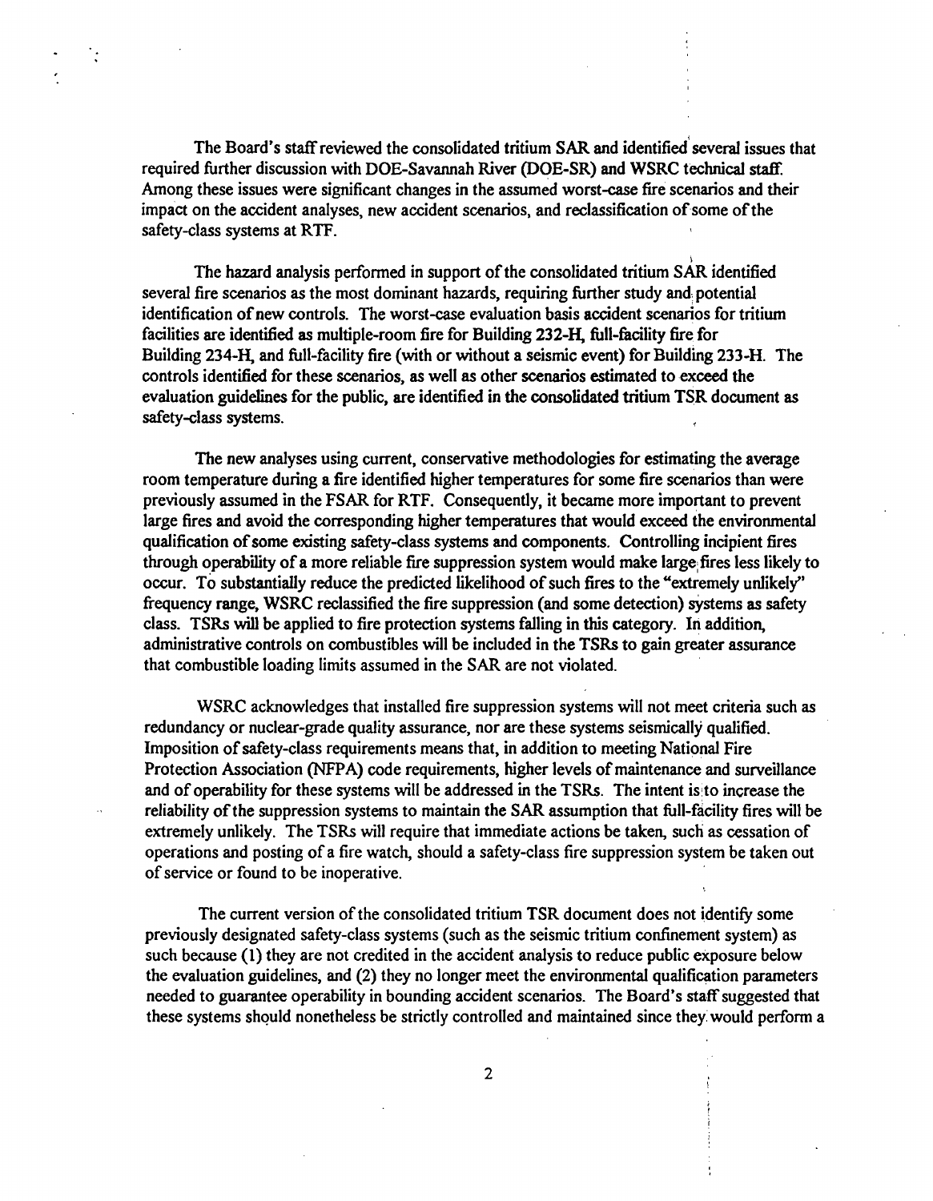The Board's staff reviewed the consolidated tritium SAR and identified several issues that required further discussion with DOE-Savannah River (DOE-SR) and WSRC technical staff. Among these issues were significant changes in the assumed worst-case fire scenarios and their impact on the accident analyses, new accident scenarios, and reclassification of some of the safety-class systems at RTF.

The hazard analysis performed in support of the consolidated tritium SAR identified several fire scenarios as the most dominant hazards, requiring further study and potential identification of new controls. The worst-case evaluation basis accident scenarios for tritium facilities are identified as multiple-room fire for Building 232-H, full-facility fire for Building 234-H, and full-facility fire (with or without a seismic event) for Building 233-H. The controls identified for these scenarios, as well as other scenarios estimated to exceed the evaluation guidelines for the public, are identified in the consolidated tritium TSR document as safety-class systems.

The new analyses using current, conservative methodologies for estimating the average room temperature during a fire identified higher temperatures for some fire scenarios than were previously assumed in the FSAR for RTF. Consequently, it became more important to prevent large fires and avoid the corresponding higher temperatures that would exceed the environmental qualification of some existing safety-class systems and components. Controlling incipient fires through operability of a more reliable fire suppression system would make large fires less likely to occur. To substantially reduce the predicted likelihood of such fires to the "extremely unlikely" frequency range, WSRC reclassified the fire suppression (and some detection) systems as safety class. TSRs will be applied to fire protection systems falling in this category. In addition, administrative controls on combustibles will be included in the TSRs to gain greater assurance that combustible loading limits assumed in the SAR are not violated.

WSRC acknowledges that installed fire suppression systems will not meet criteria such as redundancy or nuclear-grade quality assurance, nor are these systems seismically qualified. Imposition of safety-class requirements means that, in addition to meeting National Fire Protection Association (NFPA) code requirements, higher levels of maintenance and surveillance and of operability for these systems will be addressed in the TSRs. The intent is to increase the reliability of the suppression systems to maintain the SAR assumption that full-facility fires will be extremely unlikely. The TSRs will require that immediate actions be taken, such as cessation of operations and posting of a fire watch, should a safety-class fire suppression system be taken out of service or found to be inoperative.

The current version of the consolidated tritium TSR document does not identify some previously designated safety-class systems (such as the seismic tritium confinement system) as such because (1) they are not credited in the accident analysis to reduce public exposure below the evaluation guidelines, and (2) they no longer meet the environmental qualification parameters needed to guarantee operability in bounding accident scenarios. The Board's staff suggested that these systems should nonetheless be strictly controlled and maintained since they would perform a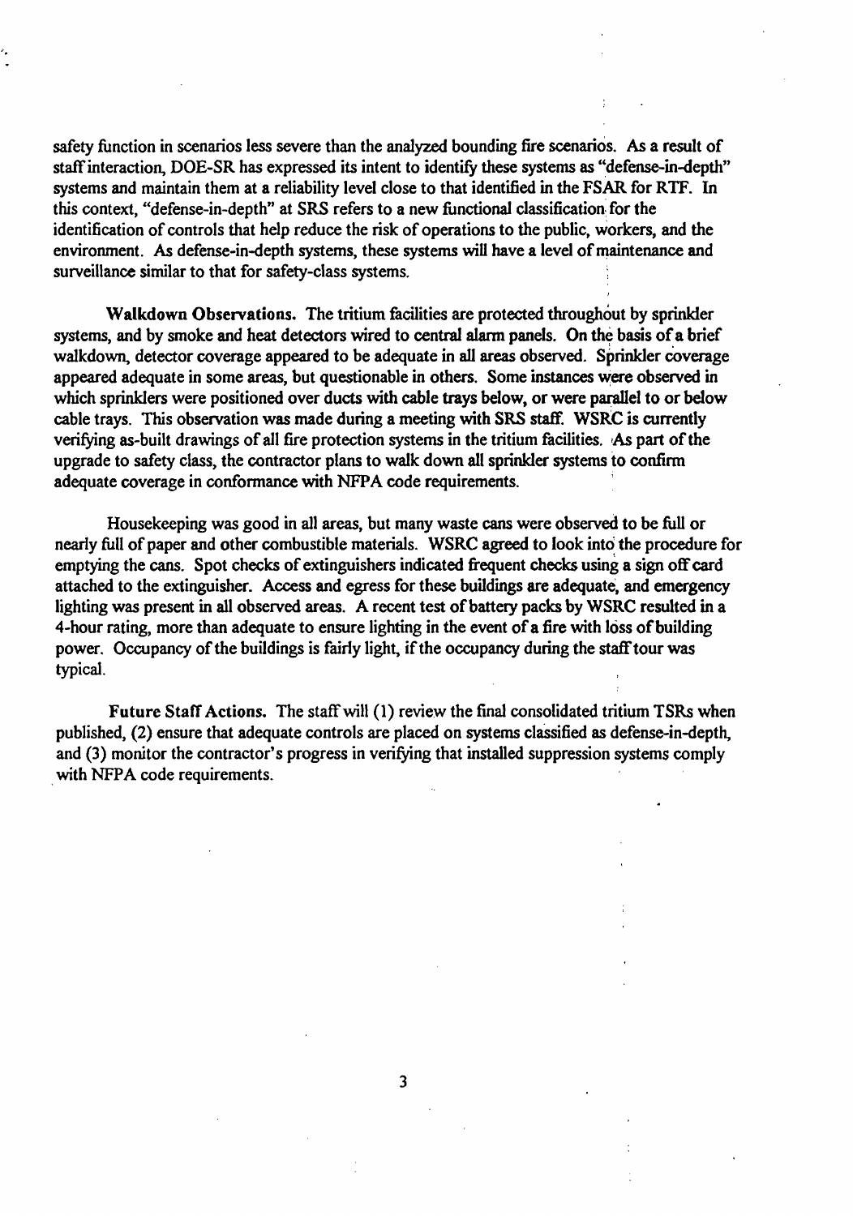safety function in scenarios less severe than the analyzed bounding fire scenarios. As a result of staff interaction, DOE-SR has expressed its intent to identify these systems as "defense-in-depth" systems and maintain them at a reliability level close to that identified in the FSAR for RTF. In this context, "defense-in-depth" at SRS refers to a new functional classification for the identification of controls that help reduce the risk of operations to the public, workers, and the environment. As defense-in-depth systems, these systems will have a level of maintenance and surveillance similar to that for safety-class systems.

**Walkdown Observations.** The tritium facilities are protected throughout by sprinkler systems, and by smoke and heat detectors wired to central alarm panels. On the basis of a brief walkdown, detector coverage appeared to be adequate in all areas observed. Sprinkler coverage appeared adequate in some areas, but questionable in others. Some instances were observed in which sprinklers were positioned over ducts with cable trays below, or were parallel to or below cable trays. This observation was made during a meeting with SRS staff. WSRC is currently verifying as-built drawings of all fire protection systems in the tritium facilities. As part of the upgrade to safety class, the contractor plans to walk down all sprinkler systems to confirm adequate coverage in conformance with NFPA code requirements.

Housekeeping was good in all areas, but many waste cans were observed to be full or nearly full of paper and other combustible materials. WSRC agreed to look into the procedure for emptying the cans. Spot checks of extinguishers indicated frequent checks using a sign off card attached to the extinguisher. Access and egress for these buildings are adequate, and emergency lighting was present in all observed areas. A recent test of battery packs by WSRC resulted in a 4-hour rating, more than adequate to ensure lighting in the event of a fire with loss of building power. Occupancy of the buildings is fairly light, if the occupancy during the staff tour was typical.

**Future Staff Actions.** The staff will (1) review the final consolidated tritium TSRs when published, (2) ensure that adequate controls are placed on systems classified as defense-in-depth, and (3) monitor the contractor's progress in verifying that installed suppression systems comply with NFPA code requirements.